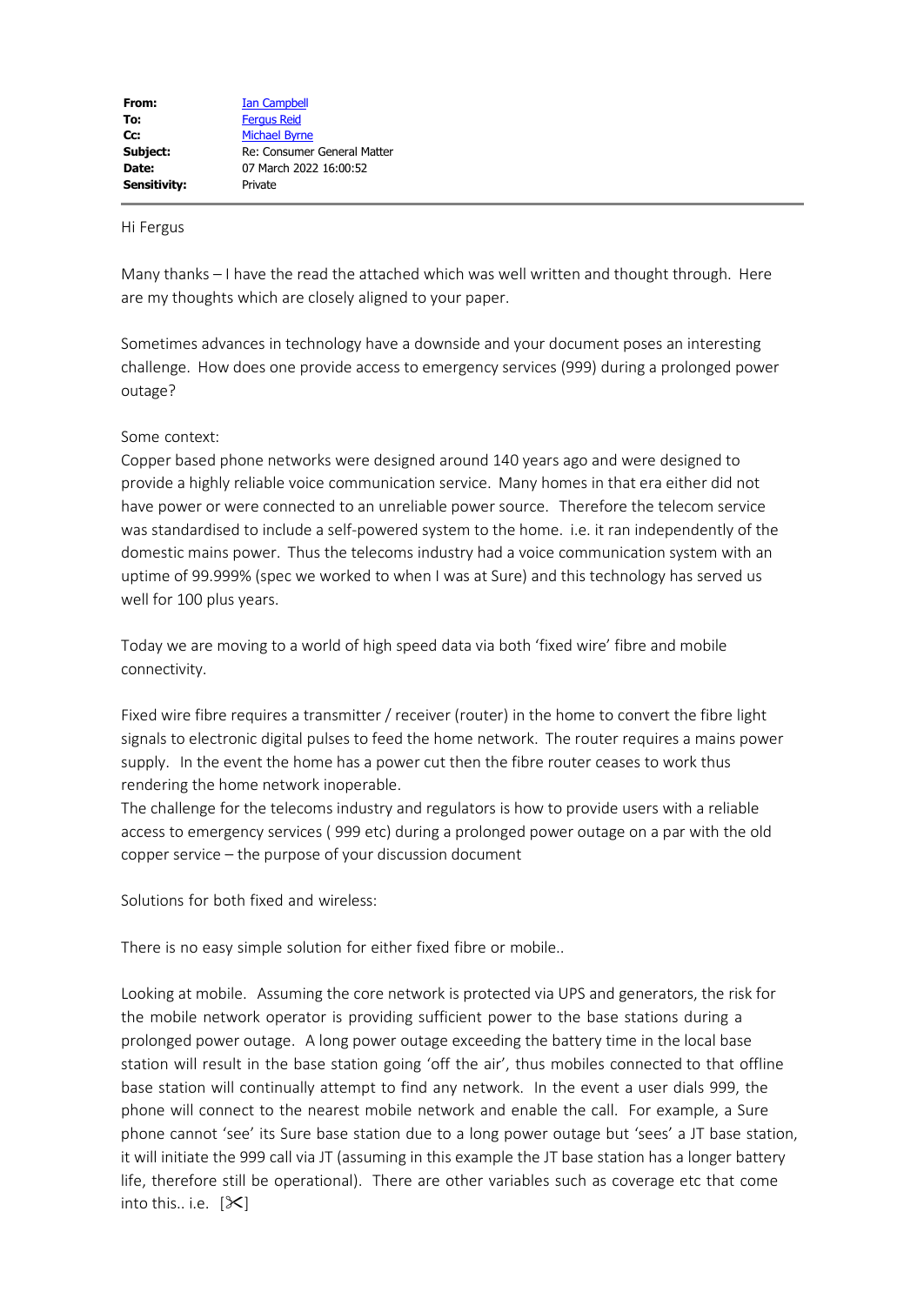| | |
|---|---|
| **From:** | Ian Campbell |
| **To:** | Fergus Reid |
| **Cc:** | Michael Byrne |
| **Subject:** | Re: Consumer General Matter |
| **Date:** | 07 March 2022 16:00:52 |
| **Sensitivity:** | Private |

---

Hi Fergus

Many thanks – I have the read the attached which was well written and thought through. Here are my thoughts which are closely aligned to your paper.

Sometimes advances in technology have a downside and your document poses an interesting challenge. How does one provide access to emergency services (999) during a prolonged power outage?

Some context:
Copper based phone networks were designed around 140 years ago and were designed to provide a highly reliable voice communication service. Many homes in that era either did not have power or were connected to an unreliable power source. Therefore the telecom service was standardised to include a self-powered system to the home. i.e. it ran independently of the domestic mains power. Thus the telecoms industry had a voice communication system with an uptime of 99.999% (spec we worked to when I was at Sure) and this technology has served us well for 100 plus years.

Today we are moving to a world of high speed data via both 'fixed wire' fibre and mobile connectivity.

Fixed wire fibre requires a transmitter / receiver (router) in the home to convert the fibre light signals to electronic digital pulses to feed the home network. The router requires a mains power supply. In the event the home has a power cut then the fibre router ceases to work thus rendering the home network inoperable.
The challenge for the telecoms industry and regulators is how to provide users with a reliable access to emergency services ( 999 etc) during a prolonged power outage on a par with the old copper service – the purpose of your discussion document

Solutions for both fixed and wireless:

There is no easy simple solution for either fixed fibre or mobile..

Looking at mobile. Assuming the core network is protected via UPS and generators, the risk for the mobile network operator is providing sufficient power to the base stations during a prolonged power outage. A long power outage exceeding the battery time in the local base station will result in the base station going 'off the air', thus mobiles connected to that offline base station will continually attempt to find any network. In the event a user dials 999, the phone will connect to the nearest mobile network and enable the call. For example, a Sure phone cannot 'see' its Sure base station due to a long power outage but 'sees' a JT base station, it will initiate the 999 call via JT (assuming in this example the JT base station has a longer battery life, therefore still be operational). There are other variables such as coverage etc that come into this.. i.e. [✂]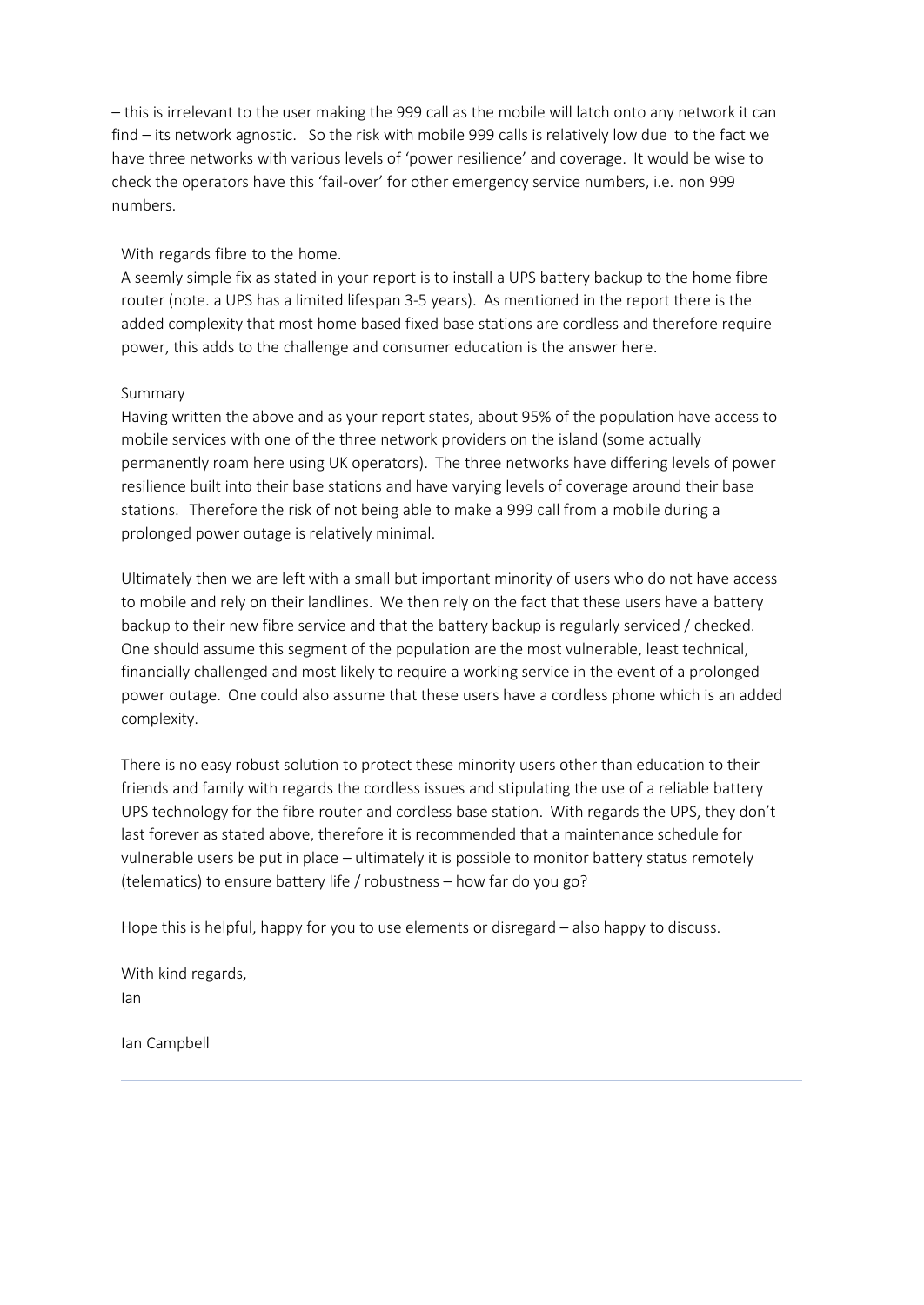– this is irrelevant to the user making the 999 call as the mobile will latch onto any network it can find – its network agnostic. So the risk with mobile 999 calls is relatively low due to the fact we have three networks with various levels of 'power resilience' and coverage. It would be wise to check the operators have this 'fail-over' for other emergency service numbers, i.e. non 999 numbers.

With regards fibre to the home.

A seemly simple fix as stated in your report is to install a UPS battery backup to the home fibre router (note. a UPS has a limited lifespan 3-5 years). As mentioned in the report there is the added complexity that most home based fixed base stations are cordless and therefore require power, this adds to the challenge and consumer education is the answer here.

Summary

Having written the above and as your report states, about 95% of the population have access to mobile services with one of the three network providers on the island (some actually permanently roam here using UK operators). The three networks have differing levels of power resilience built into their base stations and have varying levels of coverage around their base stations. Therefore the risk of not being able to make a 999 call from a mobile during a prolonged power outage is relatively minimal.

Ultimately then we are left with a small but important minority of users who do not have access to mobile and rely on their landlines. We then rely on the fact that these users have a battery backup to their new fibre service and that the battery backup is regularly serviced / checked. One should assume this segment of the population are the most vulnerable, least technical, financially challenged and most likely to require a working service in the event of a prolonged power outage. One could also assume that these users have a cordless phone which is an added complexity.

There is no easy robust solution to protect these minority users other than education to their friends and family with regards the cordless issues and stipulating the use of a reliable battery UPS technology for the fibre router and cordless base station. With regards the UPS, they don't last forever as stated above, therefore it is recommended that a maintenance schedule for vulnerable users be put in place – ultimately it is possible to monitor battery status remotely (telematics) to ensure battery life / robustness – how far do you go?

Hope this is helpful, happy for you to use elements or disregard – also happy to discuss.

With kind regards,
Ian

Ian Campbell

---